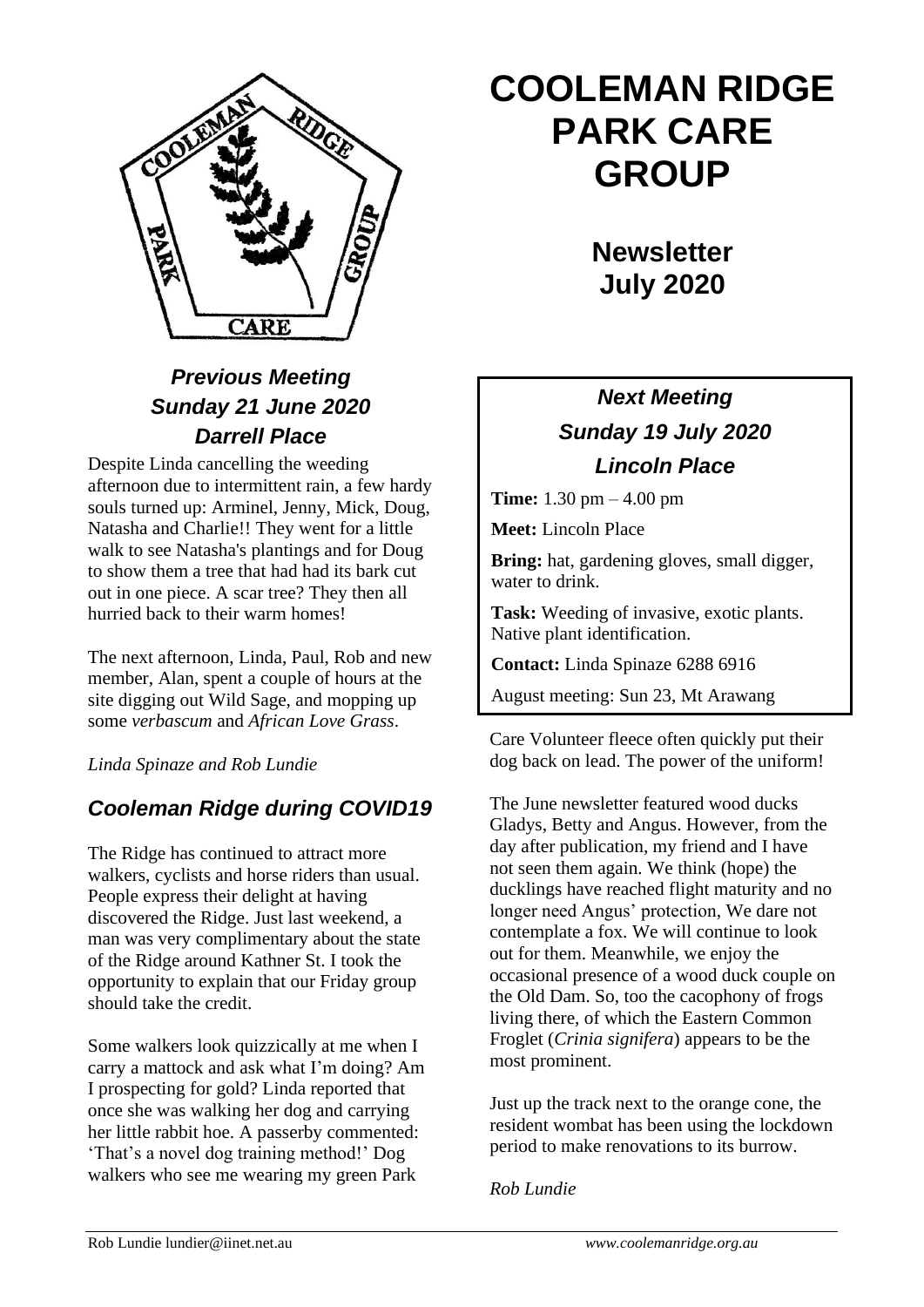# COOLEMAN RIDGE PARK CARE GROUP

## Newsletter July 2020

### *Previous Meeting Sunday 21 June 2020 Darrell Place*

Despite Linda cancelling the weeding afternoon due to intermittent rain, a few hardy souls turned up: Arminel, Jenny, Mick, Doug, Natasha and Charlie!! They went for a little walk to see Natasha's plantings and for Doug to show them a tree that had had its bark cut out in one piece. A scar tree? They then all hurried back to their warm homes!

The next afternoon, Linda, Paul, Rob and new member, Alan, spent a couple of hours at the site digging out Wild Sage, and mopping up some *verbascum* and *African Love Grass*.

*Linda Spinaze and Rob Lundie*

### *Cooleman Ridge during COVID19*

The Ridge has continued to attract more walkers, cyclists and horse riders than usual. People express their delight at having discovered the Ridge. Just last weekend, a man was very complimentary about the state of the Ridge around Kathner St. I took the opportunity to explain that our Friday group should take the credit.

Some walkers look quizzically at me when I carry a mattock and ask what I'm doing? Am I prospecting for gold? Linda reported that once she was walking her dog and carrying her little rabbit hoe. A passerby commented: 'That's a novel dog training method!' Dog walkers who see me wearing my green Park Care Volunteer fleece often quickly put their dog back on lead. The power of the uniform!

The June newsletter featured wood ducks Gladys, Betty and Angus. However, from the day after publication, my friend and I have not seen them again. We think (hope) the ducklings have reached flight maturity and no longer need Angus' protection, We dare not contemplate a fox. We will continue to look out for them. Meanwhile, we enjoy the occasional presence of a wood duck couple on the Old Dam. So, too the cacophony of frogs living there, of which the Eastern Common Froglet (*Crinia signifera*) appears to be the most prominent.

Just up the track next to the orange cone, the resident wombat has been using the lockdown period to make renovations to its burrow.

*Rob Lundie*

### *Next Meeting Sunday 19 July 2020 Lincoln Place*

**Time:** 1.30 pm – 4.00 pm

**Meet:** Lincoln Place

**Bring:** hat, gardening gloves, small digger, water to drink.

**Task:** Weeding of invasive, exotic plants. Native plant identification.

**Contact:** Linda Spinaze 6288 6916

August meeting: Sun 23, Mt Arawang

Rob Lundie lundier@iinet.net.au *www.coolemanridge.org.au*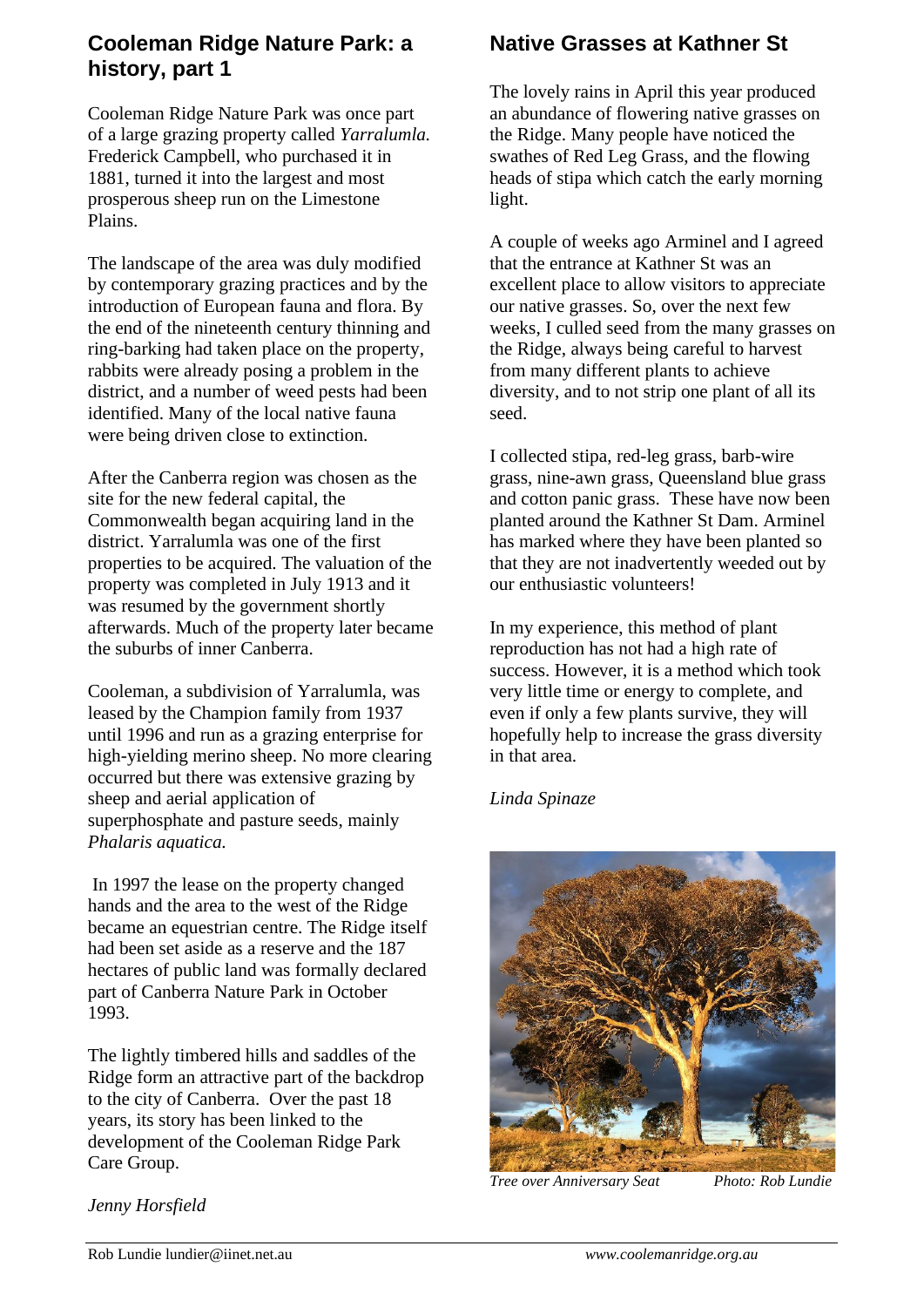## Cooleman Ridge Nature Park: a history, part 1

Cooleman Ridge Nature Park was once part of a large grazing property called *Yarralumla.* Frederick Campbell, who purchased it in 1881, turned it into the largest and most prosperous sheep run on the Limestone Plains.

The landscape of the area was duly modified by contemporary grazing practices and by the introduction of European fauna and flora. By the end of the nineteenth century thinning and ring-barking had taken place on the property, rabbits were already posing a problem in the district, and a number of weed pests had been identified. Many of the local native fauna were being driven close to extinction.

After the Canberra region was chosen as the site for the new federal capital, the Commonwealth began acquiring land in the district. Yarralumla was one of the first properties to be acquired. The valuation of the property was completed in July 1913 and it was resumed by the government shortly afterwards. Much of the property later became the suburbs of inner Canberra.

Cooleman, a subdivision of Yarralumla, was leased by the Champion family from 1937 until 1996 and run as a grazing enterprise for high-yielding merino sheep. No more clearing occurred but there was extensive grazing by sheep and aerial application of superphosphate and pasture seeds, mainly *Phalaris aquatica.*

In 1997 the lease on the property changed hands and the area to the west of the Ridge became an equestrian centre. The Ridge itself had been set aside as a reserve and the 187 hectares of public land was formally declared part of Canberra Nature Park in October 1993.

The lightly timbered hills and saddles of the Ridge form an attractive part of the backdrop to the city of Canberra. Over the past 18 years, its story has been linked to the development of the Cooleman Ridge Park Care Group.

*Jenny Horsfield*

## Native Grasses at Kathner St

The lovely rains in April this year produced an abundance of flowering native grasses on the Ridge. Many people have noticed the swathes of Red Leg Grass, and the flowing heads of stipa which catch the early morning light.

A couple of weeks ago Arminel and I agreed that the entrance at Kathner St was an excellent place to allow visitors to appreciate our native grasses. So, over the next few weeks, I culled seed from the many grasses on the Ridge, always being careful to harvest from many different plants to achieve diversity, and to not strip one plant of all its seed.

I collected stipa, red-leg grass, barb-wire grass, nine-awn grass, Queensland blue grass and cotton panic grass. These have now been planted around the Kathner St Dam. Arminel has marked where they have been planted so that they are not inadvertently weeded out by our enthusiastic volunteers!

In my experience, this method of plant reproduction has not had a high rate of success. However, it is a method which took very little time or energy to complete, and even if only a few plants survive, they will hopefully help to increase the grass diversity in that area.

*Linda Spinaze*

*Tree over Anniversary Seat* *Photo: Rob Lundie*